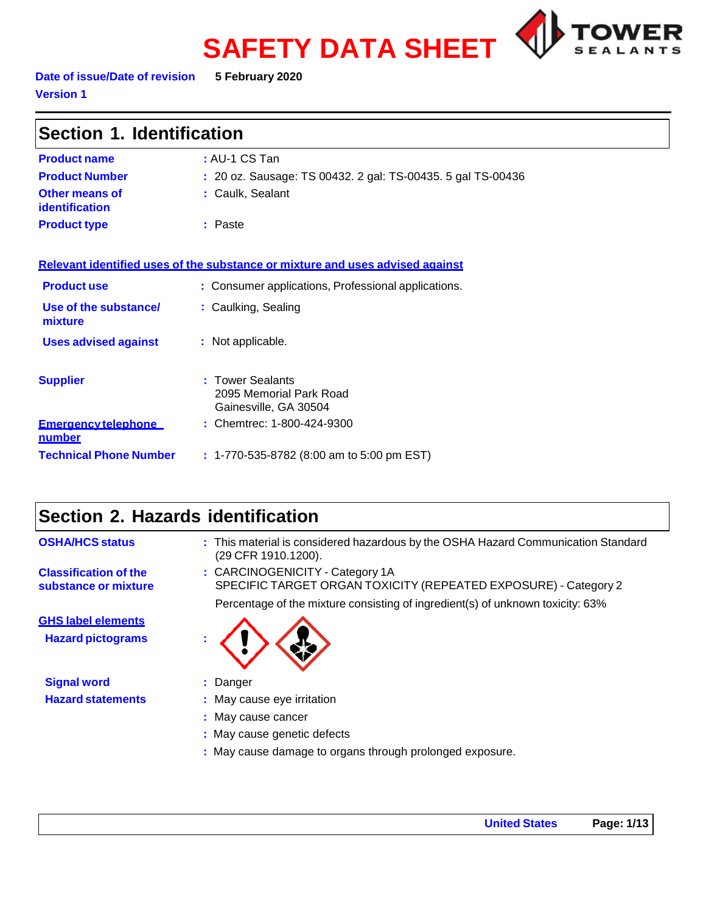# SAFETY DATA SHEET

**Date of issue/Date of revision** **5 February 2020**

**Version 1**

## Section 1. Identification

| | |
|---|---|
| **Product name** | : AU-1 CS Tan |
| **Product Number** | : 20 oz. Sausage: TS 00432. 2 gal: TS-00435. 5 gal TS-00436 |
| **Other means of identification** | : Caulk, Sealant |
| **Product type** | : Paste |

**Relevant identified uses of the substance or mixture and uses advised against**

| | |
|---|---|
| **Product use** | : Consumer applications, Professional applications. |
| **Use of the substance/ mixture** | : Caulking, Sealing |
| **Uses advised against** | : Not applicable. |

| | |
|---|---|
| **Supplier** | : Tower Sealants<br>2095 Memorial Park Road<br>Gainesville, GA 30504 |
| **Emergency telephone number** | : Chemtrec: 1-800-424-9300 |
| **Technical Phone Number** | : 1-770-535-8782 (8:00 am to 5:00 pm EST) |

## Section 2. Hazards identification

| | |
|---|---|
| **OSHA/HCS status** | : This material is considered hazardous by the OSHA Hazard Communication Standard (29 CFR 1910.1200). |
| **Classification of the substance or mixture** | : CARCINOGENICITY - Category 1A<br>SPECIFIC TARGET ORGAN TOXICITY (REPEATED EXPOSURE) - Category 2 |
| | Percentage of the mixture consisting of ingredient(s) of unknown toxicity: 63% |

**GHS label elements**

| | |
|---|---|
| **Hazard pictograms** | : |
| **Signal word** | : Danger |
| **Hazard statements** | : May cause eye irritation |
| | : May cause cancer |
| | : May cause genetic defects |
| | : May cause damage to organs through prolonged exposure. |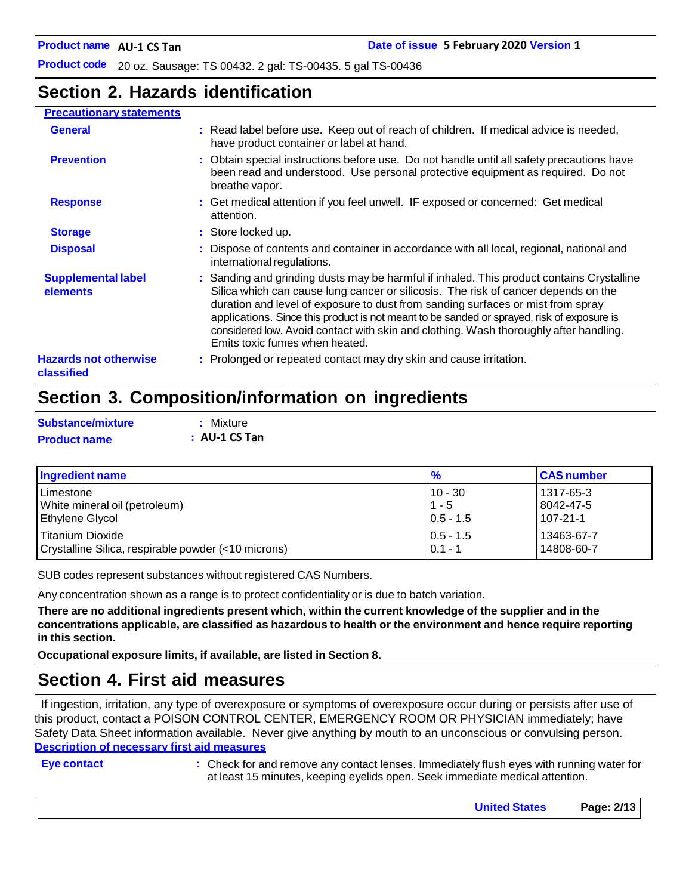## Section 2. Hazards identification

**Precautionary statements**

**General** : Read label before use. Keep out of reach of children. If medical advice is needed, have product container or label at hand.

**Prevention** : Obtain special instructions before use. Do not handle until all safety precautions have been read and understood. Use personal protective equipment as required. Do not breathe vapor.

**Response** : Get medical attention if you feel unwell. IF exposed or concerned: Get medical attention.

**Storage** : Store locked up.

**Disposal** : Dispose of contents and container in accordance with all local, regional, national and international regulations.

**Supplemental label elements** : Sanding and grinding dusts may be harmful if inhaled. This product contains Crystalline Silica which can cause lung cancer or silicosis. The risk of cancer depends on the duration and level of exposure to dust from sanding surfaces or mist from spray applications. Since this product is not meant to be sanded or sprayed, risk of exposure is considered low. Avoid contact with skin and clothing. Wash thoroughly after handling. Emits toxic fumes when heated.

**Hazards not otherwise classified** : Prolonged or repeated contact may dry skin and cause irritation.

## Section 3. Composition/information on ingredients

**Substance/mixture** : Mixture

**Product name** : **AU-1 CS Tan**

| Ingredient name | % | CAS number |
|---|---|---|
| Limestone | 10 - 30 | 1317-65-3 |
| White mineral oil (petroleum) | 1 - 5 | 8042-47-5 |
| Ethylene Glycol | 0.5 - 1.5 | 107-21-1 |
| Titanium Dioxide | 0.5 - 1.5 | 13463-67-7 |
| Crystalline Silica, respirable powder (<10 microns) | 0.1 - 1 | 14808-60-7 |

SUB codes represent substances without registered CAS Numbers.

Any concentration shown as a range is to protect confidentiality or is due to batch variation.

**There are no additional ingredients present which, within the current knowledge of the supplier and in the concentrations applicable, are classified as hazardous to health or the environment and hence require reporting in this section.**

**Occupational exposure limits, if available, are listed in Section 8.**

## Section 4. First aid measures

If ingestion, irritation, any type of overexposure or symptoms of overexposure occur during or persists after use of this product, contact a POISON CONTROL CENTER, EMERGENCY ROOM OR PHYSICIAN immediately; have Safety Data Sheet information available. Never give anything by mouth to an unconscious or convulsing person.

**Description of necessary first aid measures**

**Eye contact** : Check for and remove any contact lenses. Immediately flush eyes with running water for at least 15 minutes, keeping eyelids open. Seek immediate medical attention.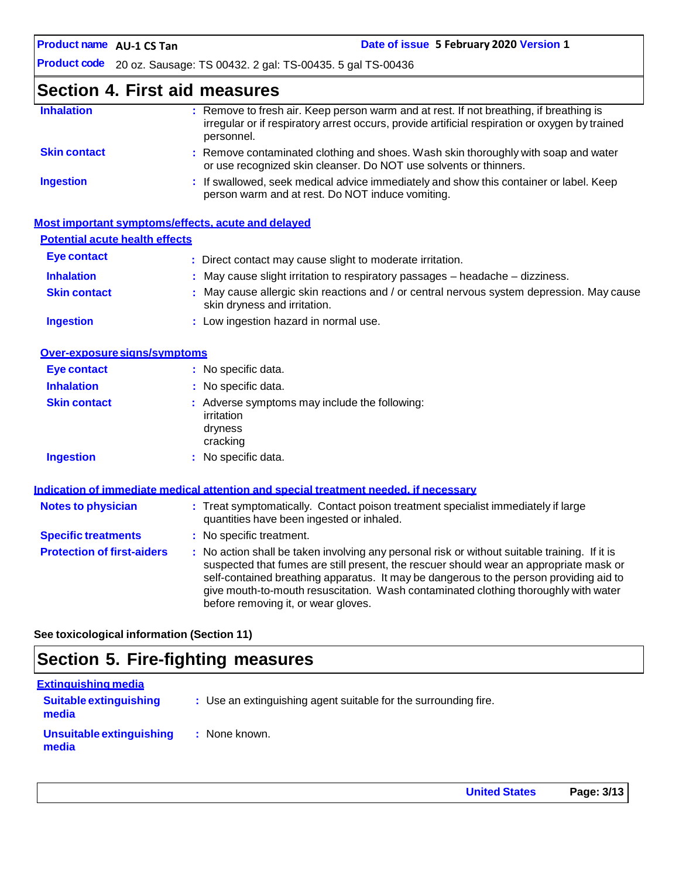## Section 4. First aid measures

**Inhalation** : Remove to fresh air. Keep person warm and at rest. If not breathing, if breathing is irregular or if respiratory arrest occurs, provide artificial respiration or oxygen by trained personnel.

**Skin contact** : Remove contaminated clothing and shoes. Wash skin thoroughly with soap and water or use recognized skin cleanser. Do NOT use solvents or thinners.

**Ingestion** : If swallowed, seek medical advice immediately and show this container or label. Keep person warm and at rest. Do NOT induce vomiting.

### Most important symptoms/effects, acute and delayed

#### Potential acute health effects

**Eye contact** : Direct contact may cause slight to moderate irritation.

**Inhalation** : May cause slight irritation to respiratory passages – headache – dizziness.

**Skin contact** : May cause allergic skin reactions and / or central nervous system depression. May cause skin dryness and irritation.

**Ingestion** : Low ingestion hazard in normal use.

#### Over-exposure signs/symptoms

**Eye contact** : No specific data.

**Inhalation** : No specific data.

**Skin contact** : Adverse symptoms may include the following:
irritation
dryness
cracking

**Ingestion** : No specific data.

### Indication of immediate medical attention and special treatment needed, if necessary

**Notes to physician** : Treat symptomatically. Contact poison treatment specialist immediately if large quantities have been ingested or inhaled.

**Specific treatments** : No specific treatment.

**Protection of first-aiders** : No action shall be taken involving any personal risk or without suitable training. If it is suspected that fumes are still present, the rescuer should wear an appropriate mask or self-contained breathing apparatus. It may be dangerous to the person providing aid to give mouth-to-mouth resuscitation. Wash contaminated clothing thoroughly with water before removing it, or wear gloves.

**See toxicological information (Section 11)**

## Section 5. Fire-fighting measures

### Extinguishing media

**Suitable extinguishing media** : Use an extinguishing agent suitable for the surrounding fire.

**Unsuitable extinguishing media** : None known.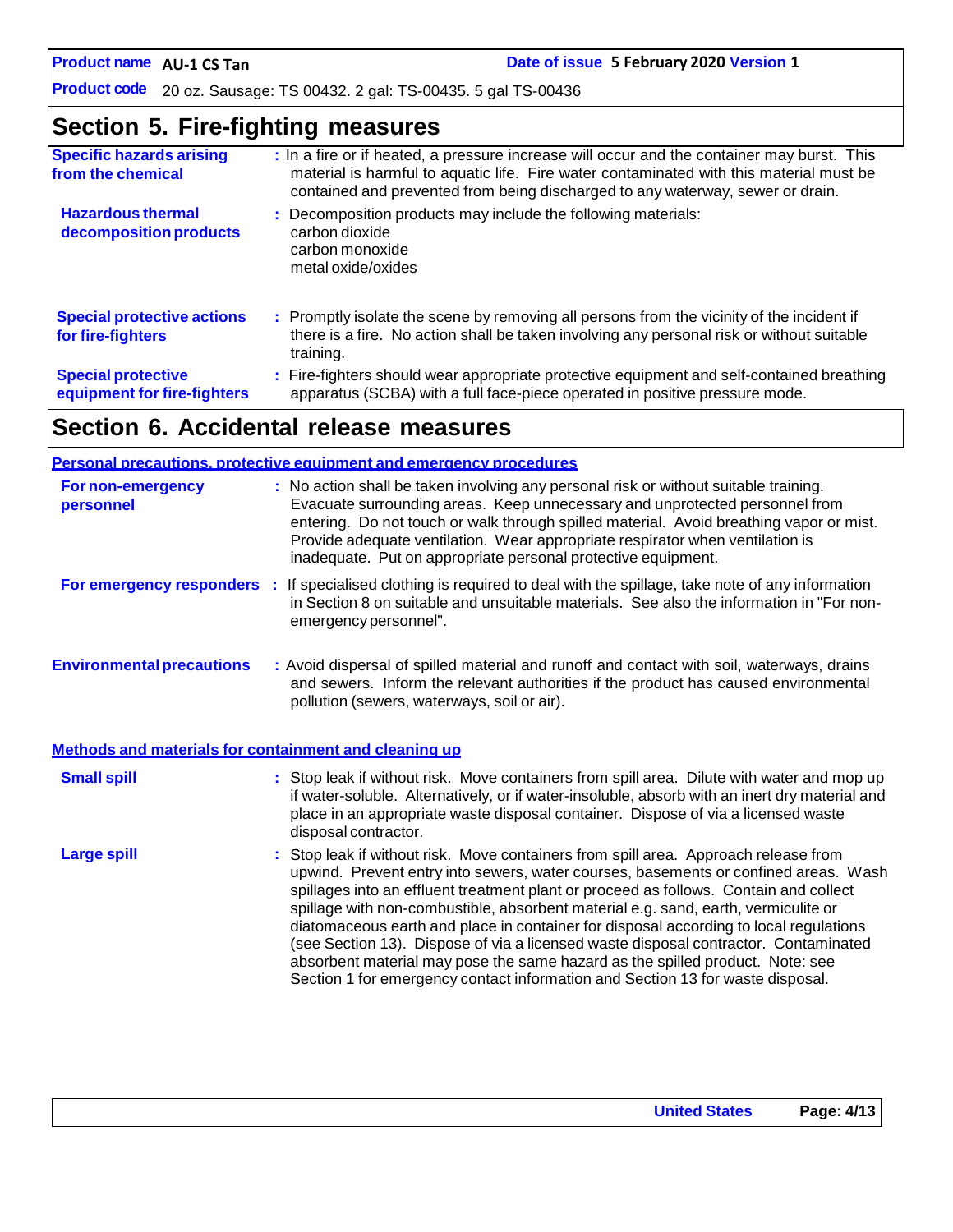# Section 5. Fire-fighting measures

**Specific hazards arising from the chemical** : In a fire or if heated, a pressure increase will occur and the container may burst. This material is harmful to aquatic life. Fire water contaminated with this material must be contained and prevented from being discharged to any waterway, sewer or drain.

**Hazardous thermal decomposition products** : Decomposition products may include the following materials:
carbon dioxide
carbon monoxide
metal oxide/oxides

**Special protective actions for fire-fighters** : Promptly isolate the scene by removing all persons from the vicinity of the incident if there is a fire. No action shall be taken involving any personal risk or without suitable training.

**Special protective equipment for fire-fighters** : Fire-fighters should wear appropriate protective equipment and self-contained breathing apparatus (SCBA) with a full face-piece operated in positive pressure mode.

# Section 6. Accidental release measures

## Personal precautions, protective equipment and emergency procedures

**For non-emergency personnel** : No action shall be taken involving any personal risk or without suitable training. Evacuate surrounding areas. Keep unnecessary and unprotected personnel from entering. Do not touch or walk through spilled material. Avoid breathing vapor or mist. Provide adequate ventilation. Wear appropriate respirator when ventilation is inadequate. Put on appropriate personal protective equipment.

**For emergency responders** : If specialised clothing is required to deal with the spillage, take note of any information in Section 8 on suitable and unsuitable materials. See also the information in "For non-emergency personnel".

**Environmental precautions** : Avoid dispersal of spilled material and runoff and contact with soil, waterways, drains and sewers. Inform the relevant authorities if the product has caused environmental pollution (sewers, waterways, soil or air).

## Methods and materials for containment and cleaning up

**Small spill** : Stop leak if without risk. Move containers from spill area. Dilute with water and mop up if water-soluble. Alternatively, or if water-insoluble, absorb with an inert dry material and place in an appropriate waste disposal container. Dispose of via a licensed waste disposal contractor.

**Large spill** : Stop leak if without risk. Move containers from spill area. Approach release from upwind. Prevent entry into sewers, water courses, basements or confined areas. Wash spillages into an effluent treatment plant or proceed as follows. Contain and collect spillage with non-combustible, absorbent material e.g. sand, earth, vermiculite or diatomaceous earth and place in container for disposal according to local regulations (see Section 13). Dispose of via a licensed waste disposal contractor. Contaminated absorbent material may pose the same hazard as the spilled product. Note: see Section 1 for emergency contact information and Section 13 for waste disposal.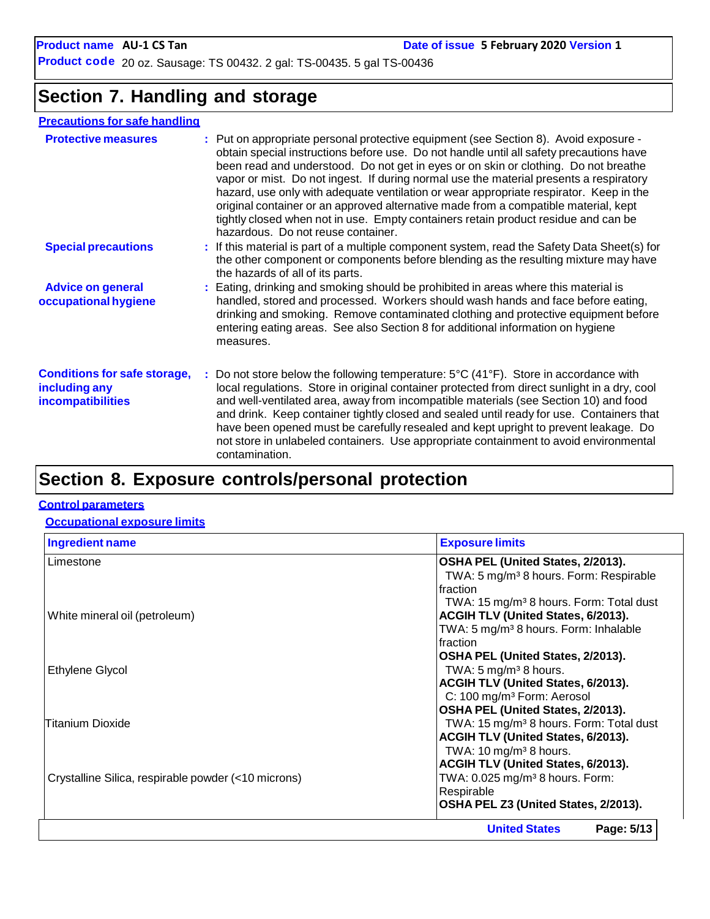**Product name** AU-1 CS Tan **Date of issue** 5 February 2020 **Version** 1

**Product code** 20 oz. Sausage: TS 00432. 2 gal: TS-00435. 5 gal TS-00436

# Section 7. Handling and storage

**Precautions for safe handling**

**Protective measures** : Put on appropriate personal protective equipment (see Section 8). Avoid exposure - obtain special instructions before use. Do not handle until all safety precautions have been read and understood. Do not get in eyes or on skin or clothing. Do not breathe vapor or mist. Do not ingest. If during normal use the material presents a respiratory hazard, use only with adequate ventilation or wear appropriate respirator. Keep in the original container or an approved alternative made from a compatible material, kept tightly closed when not in use. Empty containers retain product residue and can be hazardous. Do not reuse container.

**Special precautions** : If this material is part of a multiple component system, read the Safety Data Sheet(s) for the other component or components before blending as the resulting mixture may have the hazards of all of its parts.

**Advice on general occupational hygiene** : Eating, drinking and smoking should be prohibited in areas where this material is handled, stored and processed. Workers should wash hands and face before eating, drinking and smoking. Remove contaminated clothing and protective equipment before entering eating areas. See also Section 8 for additional information on hygiene measures.

**Conditions for safe storage, including any incompatibilities** : Do not store below the following temperature: 5°C (41°F). Store in accordance with local regulations. Store in original container protected from direct sunlight in a dry, cool and well-ventilated area, away from incompatible materials (see Section 10) and food and drink. Keep container tightly closed and sealed until ready for use. Containers that have been opened must be carefully resealed and kept upright to prevent leakage. Do not store in unlabeled containers. Use appropriate containment to avoid environmental contamination.

# Section 8. Exposure controls/personal protection

**Control parameters**

**Occupational exposure limits**

| Ingredient name | Exposure limits |
|---|---|
| Limestone | **OSHA PEL (United States, 2/2013).**<br>TWA: 5 mg/m³ 8 hours. Form: Respirable fraction<br>TWA: 15 mg/m³ 8 hours. Form: Total dust |
| White mineral oil (petroleum) | **ACGIH TLV (United States, 6/2013).**<br>TWA: 5 mg/m³ 8 hours. Form: Inhalable fraction<br>**OSHA PEL (United States, 2/2013).**<br>TWA: 5 mg/m³ 8 hours. |
| Ethylene Glycol | **ACGIH TLV (United States, 6/2013).**<br>C: 100 mg/m³ Form: Aerosol |
| Titanium Dioxide | **OSHA PEL (United States, 2/2013).**<br>TWA: 15 mg/m³ 8 hours. Form: Total dust<br>**ACGIH TLV (United States, 6/2013).**<br>TWA: 10 mg/m³ 8 hours. |
| Crystalline Silica, respirable powder (<10 microns) | **ACGIH TLV (United States, 6/2013).**<br>TWA: 0.025 mg/m³ 8 hours. Form: Respirable<br>**OSHA PEL Z3 (United States, 2/2013).** |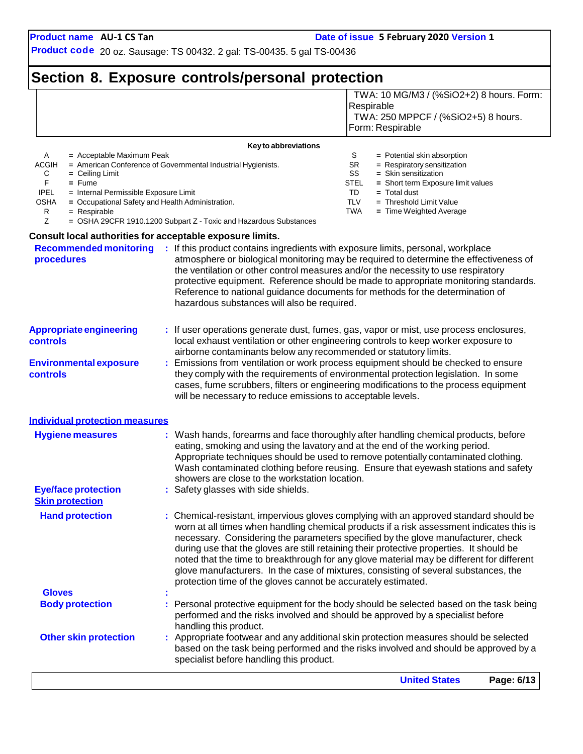## Section 8. Exposure controls/personal protection

| | |
|---|---|
| | TWA: 10 MG/M3 / (%SiO2+2) 8 hours. Form: Respirable<br>TWA: 250 MPPCF / (%SiO2+5) 8 hours. Form: Respirable |

**Key to abbreviations**

| | | | |
|---|---|---|---|
| A | = Acceptable Maximum Peak | S | = Potential skin absorption |
| ACGIH | = American Conference of Governmental Industrial Hygienists. | SR | = Respiratory sensitization |
| C | = Ceiling Limit | SS | = Skin sensitization |
| F | = Fume | STEL | = Short term Exposure limit values |
| IPEL | = Internal Permissible Exposure Limit | TD | = Total dust |
| OSHA | = Occupational Safety and Health Administration. | TLV | = Threshold Limit Value |
| R | = Respirable | TWA | = Time Weighted Average |
| Z | = OSHA 29CFR 1910.1200 Subpart Z - Toxic and Hazardous Substances | | |

**Consult local authorities for acceptable exposure limits.**

**Recommended monitoring procedures** : If this product contains ingredients with exposure limits, personal, workplace atmosphere or biological monitoring may be required to determine the effectiveness of the ventilation or other control measures and/or the necessity to use respiratory protective equipment. Reference should be made to appropriate monitoring standards. Reference to national guidance documents for methods for the determination of hazardous substances will also be required.

**Appropriate engineering controls** : If user operations generate dust, fumes, gas, vapor or mist, use process enclosures, local exhaust ventilation or other engineering controls to keep worker exposure to airborne contaminants below any recommended or statutory limits.

**Environmental exposure controls** : Emissions from ventilation or work process equipment should be checked to ensure they comply with the requirements of environmental protection legislation. In some cases, fume scrubbers, filters or engineering modifications to the process equipment will be necessary to reduce emissions to acceptable levels.

### Individual protection measures

**Hygiene measures** : Wash hands, forearms and face thoroughly after handling chemical products, before eating, smoking and using the lavatory and at the end of the working period. Appropriate techniques should be used to remove potentially contaminated clothing. Wash contaminated clothing before reusing. Ensure that eyewash stations and safety showers are close to the workstation location.

**Eye/face protection** : Safety glasses with side shields.

**Skin protection**

**Hand protection** : Chemical-resistant, impervious gloves complying with an approved standard should be worn at all times when handling chemical products if a risk assessment indicates this is necessary. Considering the parameters specified by the glove manufacturer, check during use that the gloves are still retaining their protective properties. It should be noted that the time to breakthrough for any glove material may be different for different glove manufacturers. In the case of mixtures, consisting of several substances, the protection time of the gloves cannot be accurately estimated.

**Gloves** :

**Body protection** : Personal protective equipment for the body should be selected based on the task being performed and the risks involved and should be approved by a specialist before handling this product.

**Other skin protection** : Appropriate footwear and any additional skin protection measures should be selected based on the task being performed and the risks involved and should be approved by a specialist before handling this product.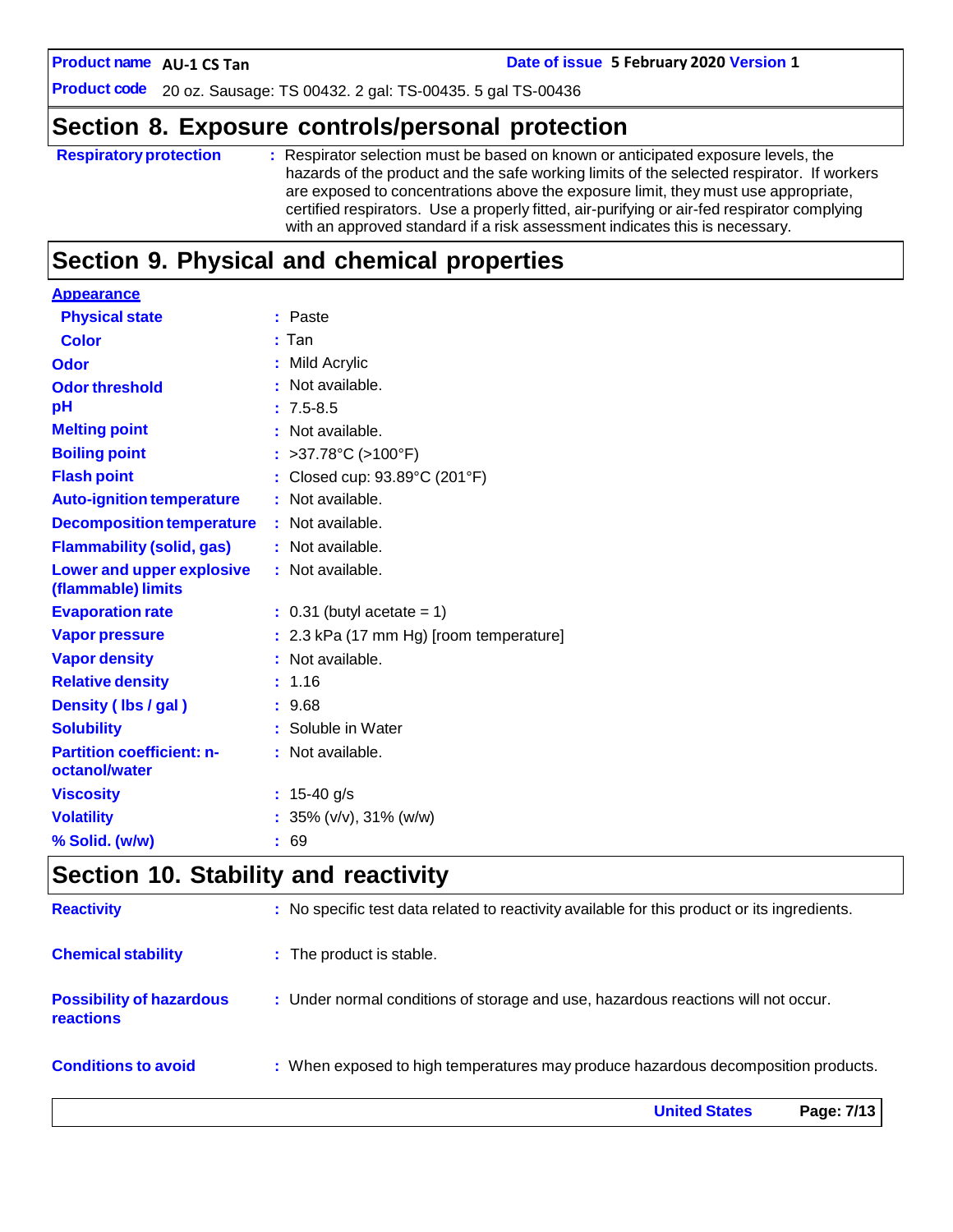## Section 8. Exposure controls/personal protection

| | |
|---|---|
| **Respiratory protection** | Respirator selection must be based on known or anticipated exposure levels, the hazards of the product and the safe working limits of the selected respirator. If workers are exposed to concentrations above the exposure limit, they must use appropriate, certified respirators. Use a properly fitted, air-purifying or air-fed respirator complying with an approved standard if a risk assessment indicates this is necessary. |

## Section 9. Physical and chemical properties

**Appearance**

| | |
|---|---|
| **Physical state** | Paste |
| **Color** | Tan |
| **Odor** | Mild Acrylic |
| **Odor threshold** | Not available. |
| **pH** | 7.5-8.5 |
| **Melting point** | Not available. |
| **Boiling point** | >37.78°C (>100°F) |
| **Flash point** | Closed cup: 93.89°C (201°F) |
| **Auto-ignition temperature** | Not available. |
| **Decomposition temperature** | Not available. |
| **Flammability (solid, gas)** | Not available. |
| **Lower and upper explosive (flammable) limits** | Not available. |
| **Evaporation rate** | 0.31 (butyl acetate = 1) |
| **Vapor pressure** | 2.3 kPa (17 mm Hg) [room temperature] |
| **Vapor density** | Not available. |
| **Relative density** | 1.16 |
| **Density ( lbs / gal )** | 9.68 |
| **Solubility** | Soluble in Water |
| **Partition coefficient: n-octanol/water** | Not available. |
| **Viscosity** | 15-40 g/s |
| **Volatility** | 35% (v/v), 31% (w/w) |
| **% Solid. (w/w)** | 69 |

## Section 10. Stability and reactivity

| | |
|---|---|
| **Reactivity** | No specific test data related to reactivity available for this product or its ingredients. |
| **Chemical stability** | The product is stable. |
| **Possibility of hazardous reactions** | Under normal conditions of storage and use, hazardous reactions will not occur. |
| **Conditions to avoid** | When exposed to high temperatures may produce hazardous decomposition products. |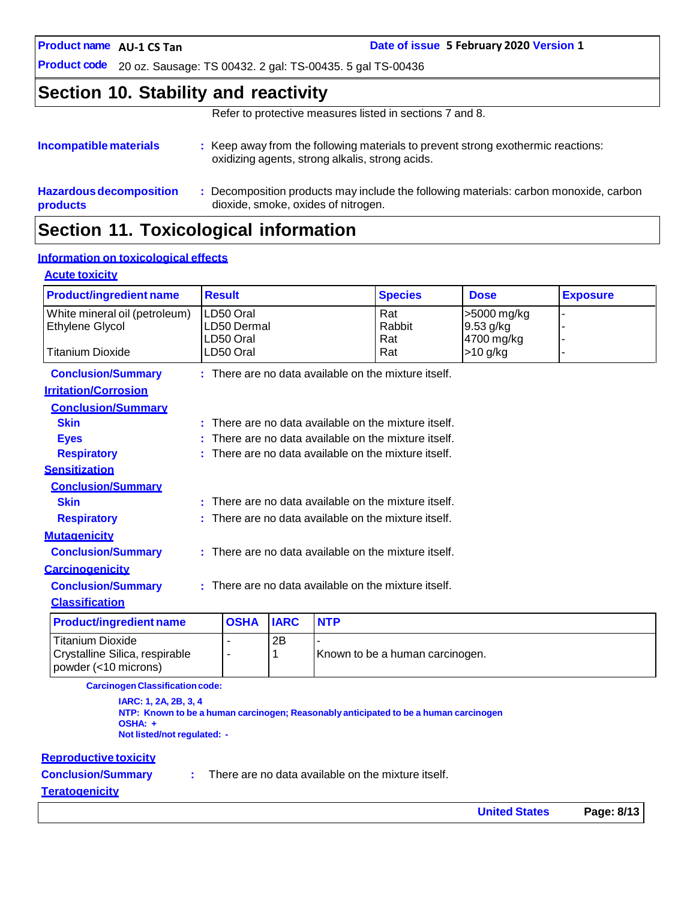## Section 10. Stability and reactivity

Refer to protective measures listed in sections 7 and 8.

**Incompatible materials** : Keep away from the following materials to prevent strong exothermic reactions: oxidizing agents, strong alkalis, strong acids.

**Hazardous decomposition products** : Decomposition products may include the following materials: carbon monoxide, carbon dioxide, smoke, oxides of nitrogen.

## Section 11. Toxicological information

### Information on toxicological effects

#### Acute toxicity

| Product/ingredient name | Result | Species | Dose | Exposure |
|---|---|---|---|---|
| White mineral oil (petroleum) | LD50 Oral | Rat | >5000 mg/kg | - |
| Ethylene Glycol | LD50 Dermal | Rabbit | 9.53 g/kg | - |
| | LD50 Oral | Rat | 4700 mg/kg | - |
| Titanium Dioxide | LD50 Oral | Rat | >10 g/kg | - |

**Conclusion/Summary** : There are no data available on the mixture itself.

#### Irritation/Corrosion

**Conclusion/Summary**

**Skin** : There are no data available on the mixture itself.

**Eyes** : There are no data available on the mixture itself.

**Respiratory** : There are no data available on the mixture itself.

#### Sensitization

**Conclusion/Summary**

**Skin** : There are no data available on the mixture itself.

**Respiratory** : There are no data available on the mixture itself.

#### Mutagenicity

**Conclusion/Summary** : There are no data available on the mixture itself.

#### Carcinogenicity

**Conclusion/Summary** : There are no data available on the mixture itself.

**Classification**

| Product/ingredient name | OSHA | IARC | NTP |
|---|---|---|---|
| Titanium Dioxide | - | 2B | - |
| Crystalline Silica, respirable powder (<10 microns) | - | 1 | Known to be a human carcinogen. |

**Carcinogen Classification code:**

**IARC: 1, 2A, 2B, 3, 4**
**NTP: Known to be a human carcinogen; Reasonably anticipated to be a human carcinogen**
**OSHA: +**
**Not listed/not regulated: -**

#### Reproductive toxicity

**Conclusion/Summary** : There are no data available on the mixture itself.

#### Teratogenicity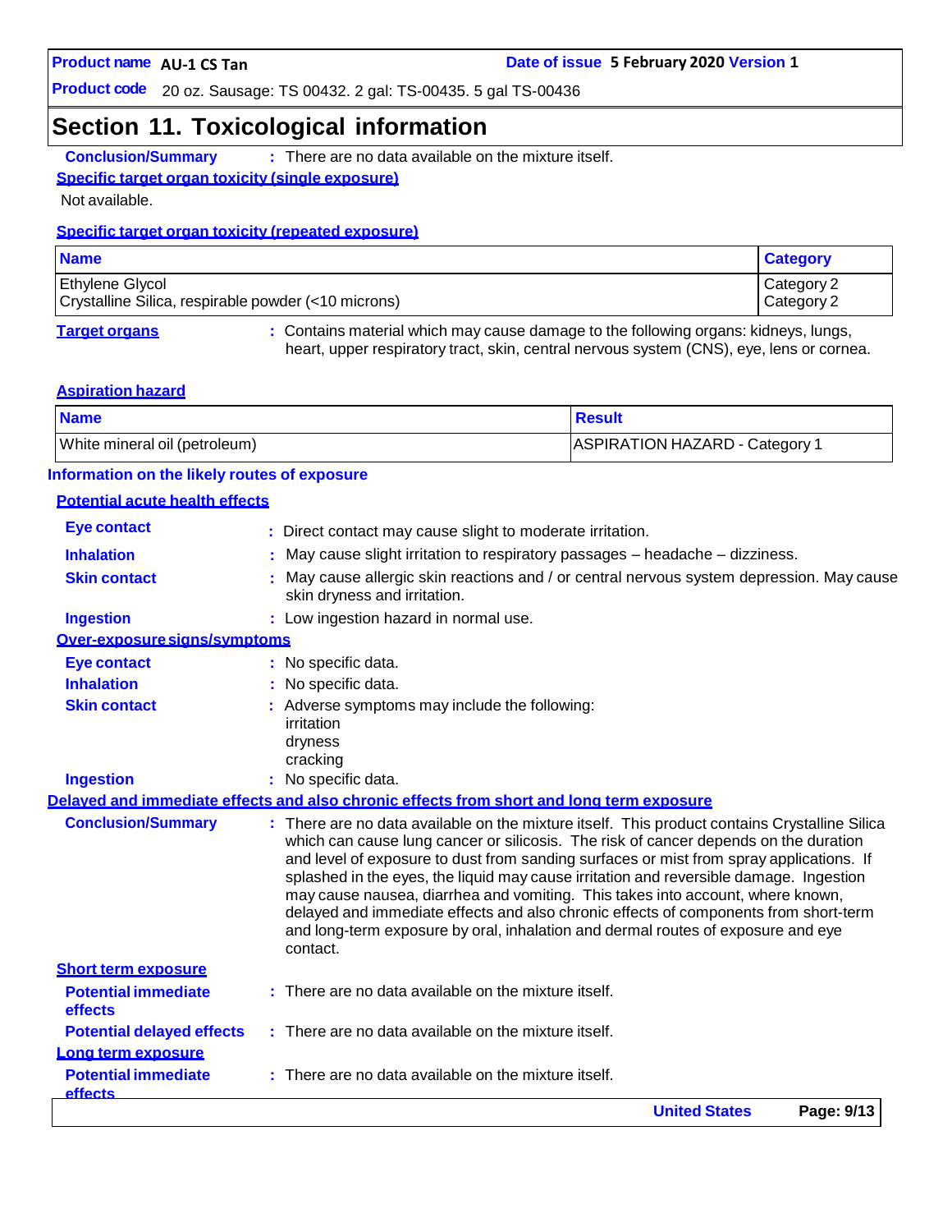## Section 11. Toxicological information

**Conclusion/Summary** : There are no data available on the mixture itself.

**Specific target organ toxicity (single exposure)**

Not available.

**Specific target organ toxicity (repeated exposure)**

| Name | Category |
|---|---|
| Ethylene Glycol | Category 2 |
| Crystalline Silica, respirable powder (<10 microns) | Category 2 |

**Target organs** : Contains material which may cause damage to the following organs: kidneys, lungs, heart, upper respiratory tract, skin, central nervous system (CNS), eye, lens or cornea.

**Aspiration hazard**

| Name | Result |
|---|---|
| White mineral oil (petroleum) | ASPIRATION HAZARD - Category 1 |

**Information on the likely routes of exposure**

**Potential acute health effects**

**Eye contact** : Direct contact may cause slight to moderate irritation.

**Inhalation** : May cause slight irritation to respiratory passages – headache – dizziness.

**Skin contact** : May cause allergic skin reactions and / or central nervous system depression. May cause skin dryness and irritation.

**Ingestion** : Low ingestion hazard in normal use.

**Over-exposure signs/symptoms**

**Eye contact** : No specific data.

**Inhalation** : No specific data.

**Skin contact** : Adverse symptoms may include the following:
irritation
dryness
cracking

**Ingestion** : No specific data.

**Delayed and immediate effects and also chronic effects from short and long term exposure**

**Conclusion/Summary** : There are no data available on the mixture itself. This product contains Crystalline Silica which can cause lung cancer or silicosis. The risk of cancer depends on the duration and level of exposure to dust from sanding surfaces or mist from spray applications. If splashed in the eyes, the liquid may cause irritation and reversible damage. Ingestion may cause nausea, diarrhea and vomiting. This takes into account, where known, delayed and immediate effects and also chronic effects of components from short-term and long-term exposure by oral, inhalation and dermal routes of exposure and eye contact.

**Short term exposure**

**Potential immediate effects** : There are no data available on the mixture itself.

**Potential delayed effects** : There are no data available on the mixture itself.

**Long term exposure**

**Potential immediate effects** : There are no data available on the mixture itself.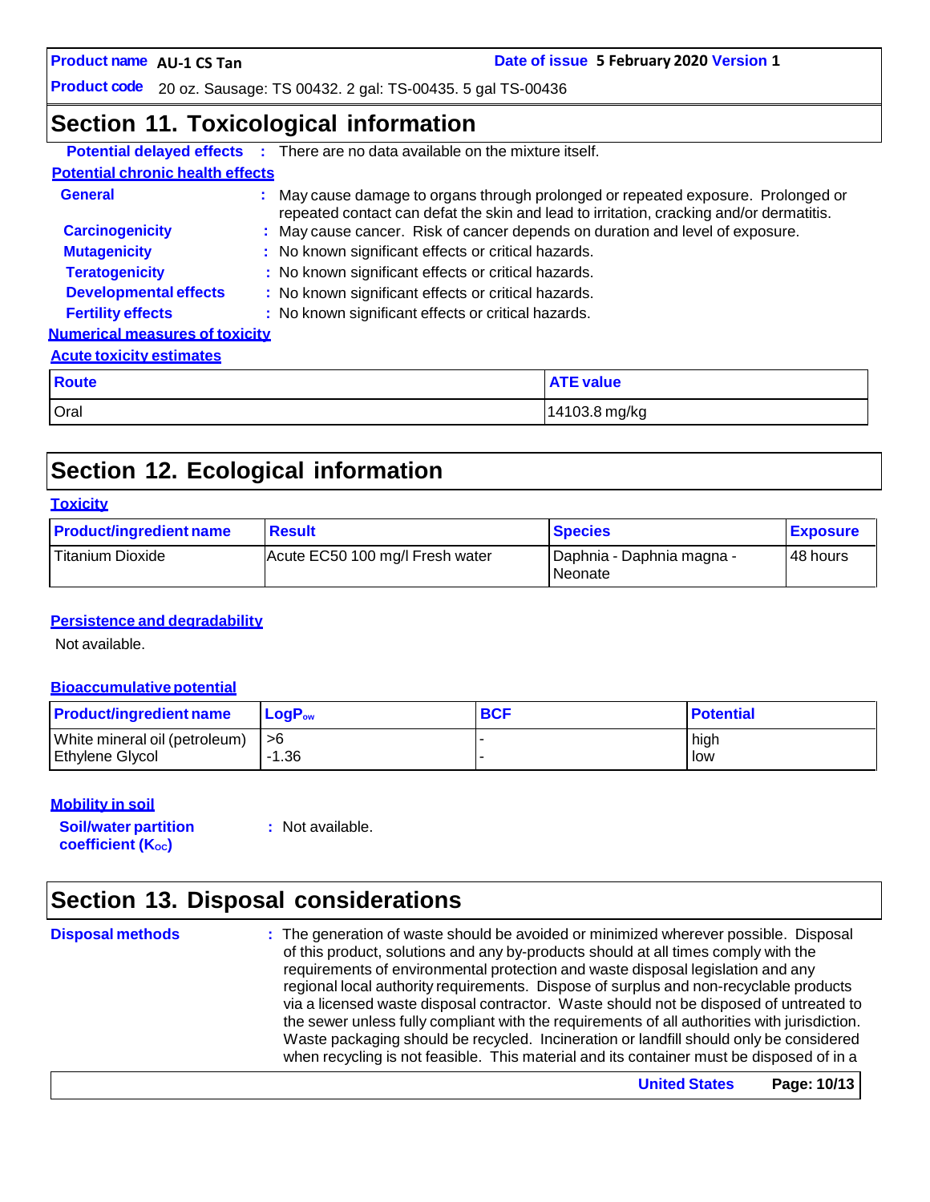## Section 11. Toxicological information

**Potential delayed effects** : There are no data available on the mixture itself.

**Potential chronic health effects**

**General** : May cause damage to organs through prolonged or repeated exposure. Prolonged or repeated contact can defat the skin and lead to irritation, cracking and/or dermatitis.

**Carcinogenicity** : May cause cancer. Risk of cancer depends on duration and level of exposure.

**Mutagenicity** : No known significant effects or critical hazards.

**Teratogenicity** : No known significant effects or critical hazards.

**Developmental effects** : No known significant effects or critical hazards.

**Fertility effects** : No known significant effects or critical hazards.

**Numerical measures of toxicity**

**Acute toxicity estimates**

| Route | ATE value |
|---|---|
| Oral | 14103.8 mg/kg |

## Section 12. Ecological information

**Toxicity**

| Product/ingredient name | Result | Species | Exposure |
|---|---|---|---|
| Titanium Dioxide | Acute EC50 100 mg/l Fresh water | Daphnia - Daphnia magna - Neonate | 48 hours |

**Persistence and degradability**

Not available.

**Bioaccumulative potential**

| Product/ingredient name | $LogP_{ow}$ | BCF | Potential |
|---|---|---|---|
| White mineral oil (petroleum) | >6 | - | high |
| Ethylene Glycol | -1.36 | - | low |

**Mobility in soil**

**Soil/water partition coefficient ($K_{OC}$)** : Not available.

## Section 13. Disposal considerations

**Disposal methods** : The generation of waste should be avoided or minimized wherever possible. Disposal of this product, solutions and any by-products should at all times comply with the requirements of environmental protection and waste disposal legislation and any regional local authority requirements. Dispose of surplus and non-recyclable products via a licensed waste disposal contractor. Waste should not be disposed of untreated to the sewer unless fully compliant with the requirements of all authorities with jurisdiction. Waste packaging should be recycled. Incineration or landfill should only be considered when recycling is not feasible. This material and its container must be disposed of in a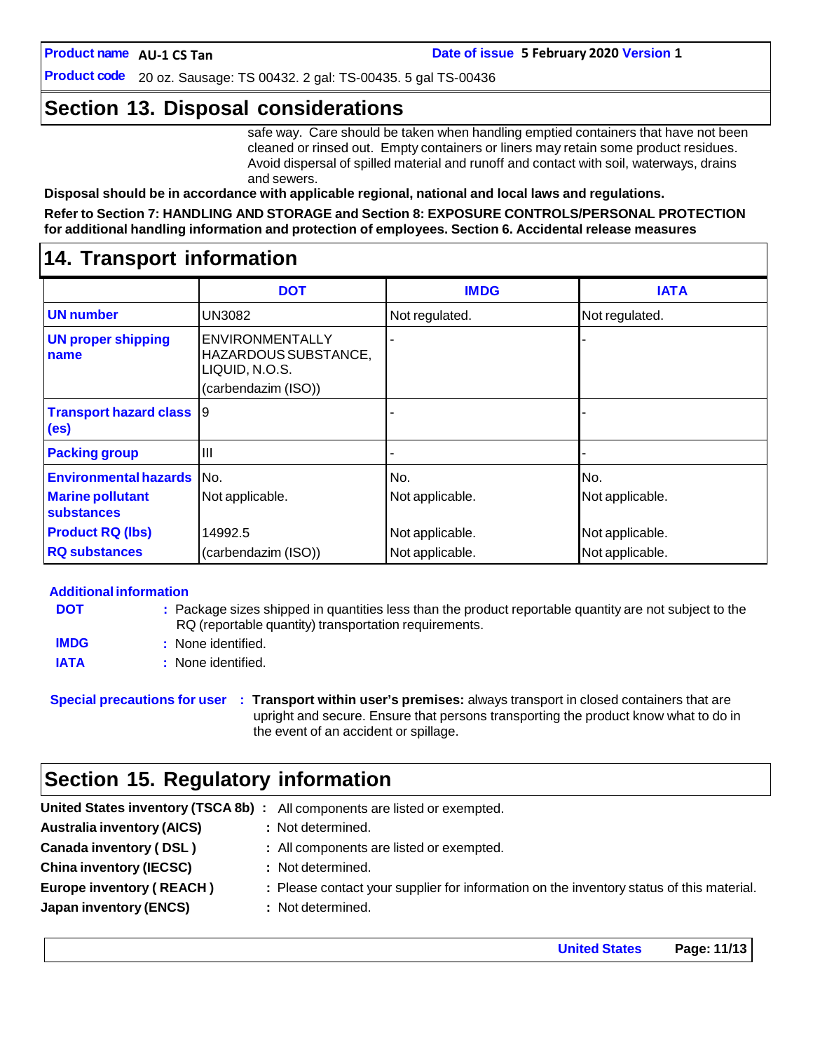## Section 13. Disposal considerations

safe way. Care should be taken when handling emptied containers that have not been cleaned or rinsed out. Empty containers or liners may retain some product residues. Avoid dispersal of spilled material and runoff and contact with soil, waterways, drains and sewers.

**Disposal should be in accordance with applicable regional, national and local laws and regulations.**

**Refer to Section 7: HANDLING AND STORAGE and Section 8: EXPOSURE CONTROLS/PERSONAL PROTECTION for additional handling information and protection of employees. Section 6. Accidental release measures**

## 14. Transport information

| | DOT | IMDG | IATA |
|---|---|---|---|
| **UN number** | UN3082 | Not regulated. | Not regulated. |
| **UN proper shipping name** | ENVIRONMENTALLY HAZARDOUS SUBSTANCE, LIQUID, N.O.S. (carbendazim (ISO)) | - | - |
| **Transport hazard class (es)** | 9 | - | - |
| **Packing group** | III | - | - |
| **Environmental hazards** | No. | No. | No. |
| **Marine pollutant substances** | Not applicable. | Not applicable. | Not applicable. |
| **Product RQ (lbs)** | 14992.5 | Not applicable. | Not applicable. |
| **RQ substances** | (carbendazim (ISO)) | Not applicable. | Not applicable. |

**Additional information**

**DOT** : Package sizes shipped in quantities less than the product reportable quantity are not subject to the RQ (reportable quantity) transportation requirements.

**IMDG** : None identified.

**IATA** : None identified.

**Special precautions for user** : **Transport within user's premises:** always transport in closed containers that are upright and secure. Ensure that persons transporting the product know what to do in the event of an accident or spillage.

## Section 15. Regulatory information

**United States inventory (TSCA 8b)** : All components are listed or exempted.

**Australia inventory (AICS)** : Not determined.

**Canada inventory ( DSL )** : All components are listed or exempted.

**China inventory (IECSC)** : Not determined.

**Europe inventory ( REACH )** : Please contact your supplier for information on the inventory status of this material.

**Japan inventory (ENCS)** : Not determined.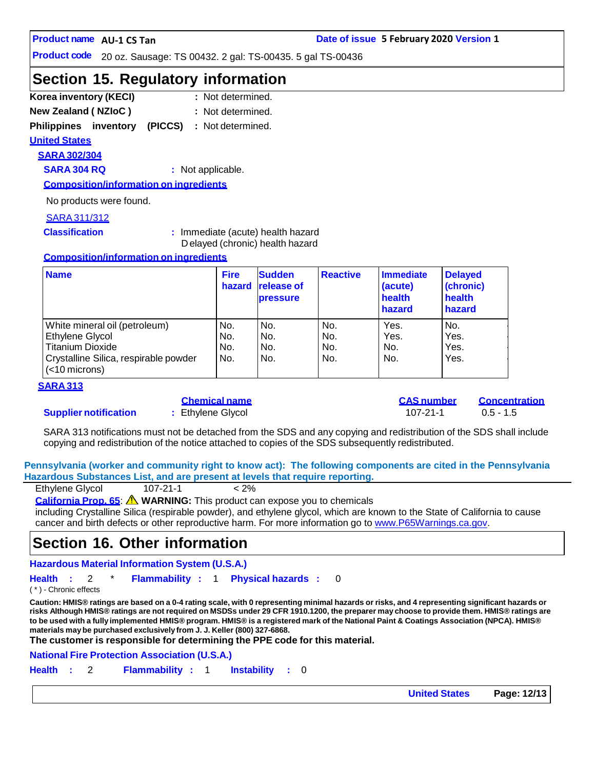## Section 15. Regulatory information

**Korea inventory (KECI)** : Not determined.

**New Zealand ( NZIoC )** : Not determined.

**Philippines inventory (PICCS)** : Not determined.

**United States**

**SARA 302/304**

**SARA 304 RQ** : Not applicable.

**Composition/information on ingredients**

No products were found.

SARA 311/312

**Classification** : Immediate (acute) health hazard
Delayed (chronic) health hazard

**Composition/information on ingredients**

| Name | Fire hazard | Sudden release of pressure | Reactive | Immediate (acute) health hazard | Delayed (chronic) health hazard |
|---|---|---|---|---|---|
| White mineral oil (petroleum) | No. | No. | No. | Yes. | No. |
| Ethylene Glycol | No. | No. | No. | Yes. | Yes. |
| Titanium Dioxide | No. | No. | No. | No. | Yes. |
| Crystalline Silica, respirable powder (<10 microns) | No. | No. | No. | No. | Yes. |

**SARA 313**

| | Chemical name | CAS number | Concentration |
|---|---|---|---|
| **Supplier notification** | Ethylene Glycol | 107-21-1 | 0.5 - 1.5 |

SARA 313 notifications must not be detached from the SDS and any copying and redistribution of the SDS shall include copying and redistribution of the notice attached to copies of the SDS subsequently redistributed.

**Pennsylvania (worker and community right to know act): The following components are cited in the Pennsylvania Hazardous Substances List, and are present at levels that require reporting.**

| Ethylene Glycol | 107-21-1 | < 2% |
|---|---|---|

**California Prop. 65**: ⚠ **WARNING:** This product can expose you to chemicals including Crystalline Silica (respirable powder), and ethylene glycol, which are known to the State of California to cause cancer and birth defects or other reproductive harm. For more information go to www.P65Warnings.ca.gov.

## Section 16. Other information

**Hazardous Material Information System (U.S.A.)**

**Health** : 2 * **Flammability** : 1 **Physical hazards** : 0

( * ) - Chronic effects

**Caution: HMIS® ratings are based on a 0-4 rating scale, with 0 representing minimal hazards or risks, and 4 representing significant hazards or risks Although HMIS® ratings are not required on MSDSs under 29 CFR 1910.1200, the preparer may choose to provide them. HMIS® ratings are to be used with a fully implemented HMIS® program. HMIS® is a registered mark of the National Paint & Coatings Association (NPCA). HMIS® materials may be purchased exclusively from J. J. Keller (800) 327-6868.**

**The customer is responsible for determining the PPE code for this material.**

**National Fire Protection Association (U.S.A.)**

**Health** : 2 **Flammability** : 1 **Instability** : 0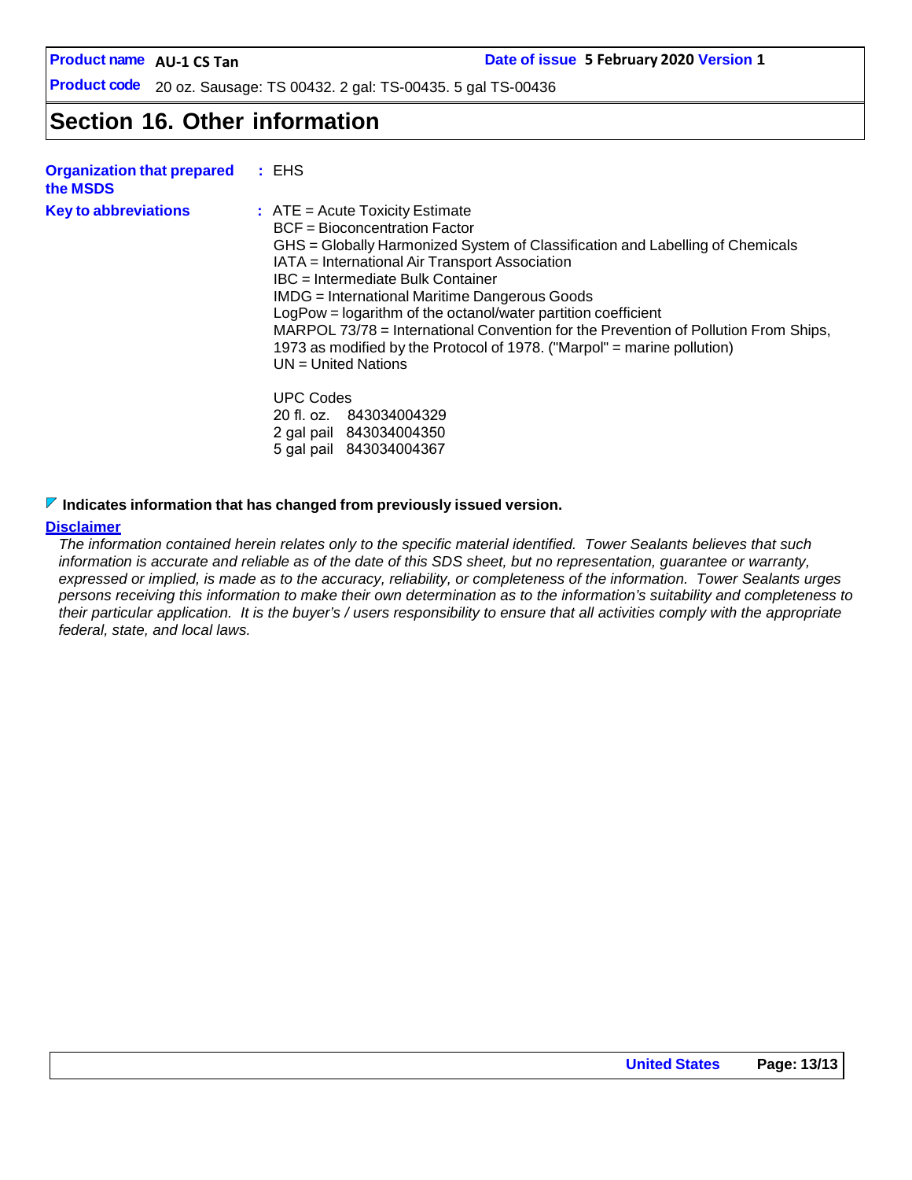## Section 16. Other information

**Organization that prepared the MSDS** : EHS

**Key to abbreviations** : ATE = Acute Toxicity Estimate
BCF = Bioconcentration Factor
GHS = Globally Harmonized System of Classification and Labelling of Chemicals
IATA = International Air Transport Association
IBC = Intermediate Bulk Container
IMDG = International Maritime Dangerous Goods
LogPow = logarithm of the octanol/water partition coefficient
MARPOL 73/78 = International Convention for the Prevention of Pollution From Ships, 1973 as modified by the Protocol of 1978. ("Marpol" = marine pollution)
UN = United Nations

UPC Codes

| | |
|---|---|
| 20 fl. oz. | 843034004329 |
| 2 gal pail | 843034004350 |
| 5 gal pail | 843034004367 |

**Indicates information that has changed from previously issued version.**

**Disclaimer**

*The information contained herein relates only to the specific material identified. Tower Sealants believes that such information is accurate and reliable as of the date of this SDS sheet, but no representation, guarantee or warranty, expressed or implied, is made as to the accuracy, reliability, or completeness of the information. Tower Sealants urges persons receiving this information to make their own determination as to the information's suitability and completeness to their particular application. It is the buyer's / users responsibility to ensure that all activities comply with the appropriate federal, state, and local laws.*